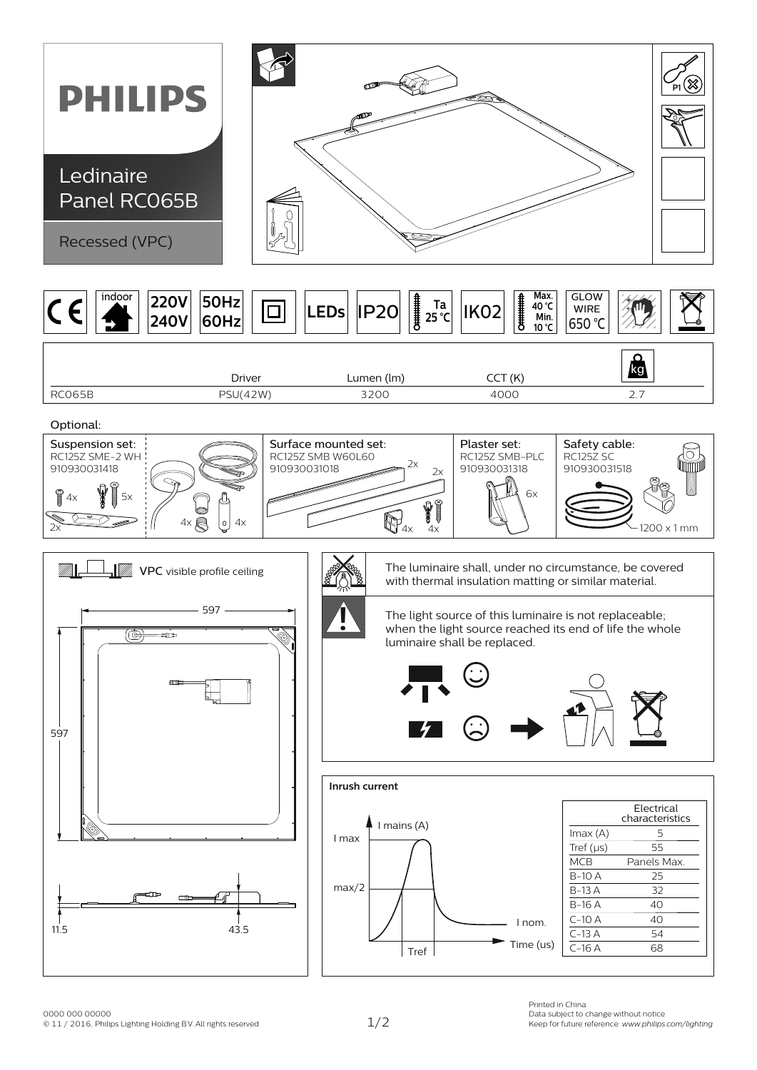# PHILIPS

## Ledinaire Panel RC065B

Recessed (VPC)

indoor | 220V 240V | 50Hz 60Hz | LEDs | IP20 | Ta 25 °C | IK02 | Max. 40 °C Min. 10 °C | GLOW WIRE 650 °C

| | Driver | Lumen (lm) | CCT (K) | kg |
|---|---|---|---|---|
| RC065B | PSU(42W) | 3200 | 4000 | 2.7 |

Optional:

- **Suspension set:** RC125Z SME-2 WH 910930031418 (4x, 5x, 2x, 4x, 4x)
- **Surface mounted set:** RC125Z SMB W60L60 910930031018 (2x, 2x, 4x, 4x)
- **Plaster set:** RC125Z SMB-PLC 910930031318 (6x)
- **Safety cable:** RC125Z SC 910930031518 (1200 x 1 mm)

**VPC** visible profile ceiling

597 x 597; 11.5; 43.5

The luminaire shall, under no circumstance, be covered with thermal insulation matting or similar material.

The light source of this luminaire is not replaceable; when the light source reached its end of life the whole luminaire shall be replaced.

**Inrush current**

I mains (A), I max, max/2, I nom., Tref, Time (us)

| | Electrical characteristics |
|---|---|
| Imax (A) | 5 |
| Tref (µs) | 55 |
| MCB | Panels Max. |
| B-10 A | 25 |
| B-13 A | 32 |
| B-16 A | 40 |
| C-10 A | 40 |
| C-13 A | 54 |
| C-16 A | 68 |

0000 000 00000
© 11 / 2016, Philips Lighting Holding B.V. All rights reserved

Printed in China
Data subject to change without notice
Keep for future reference: *www.philips.com/lighting*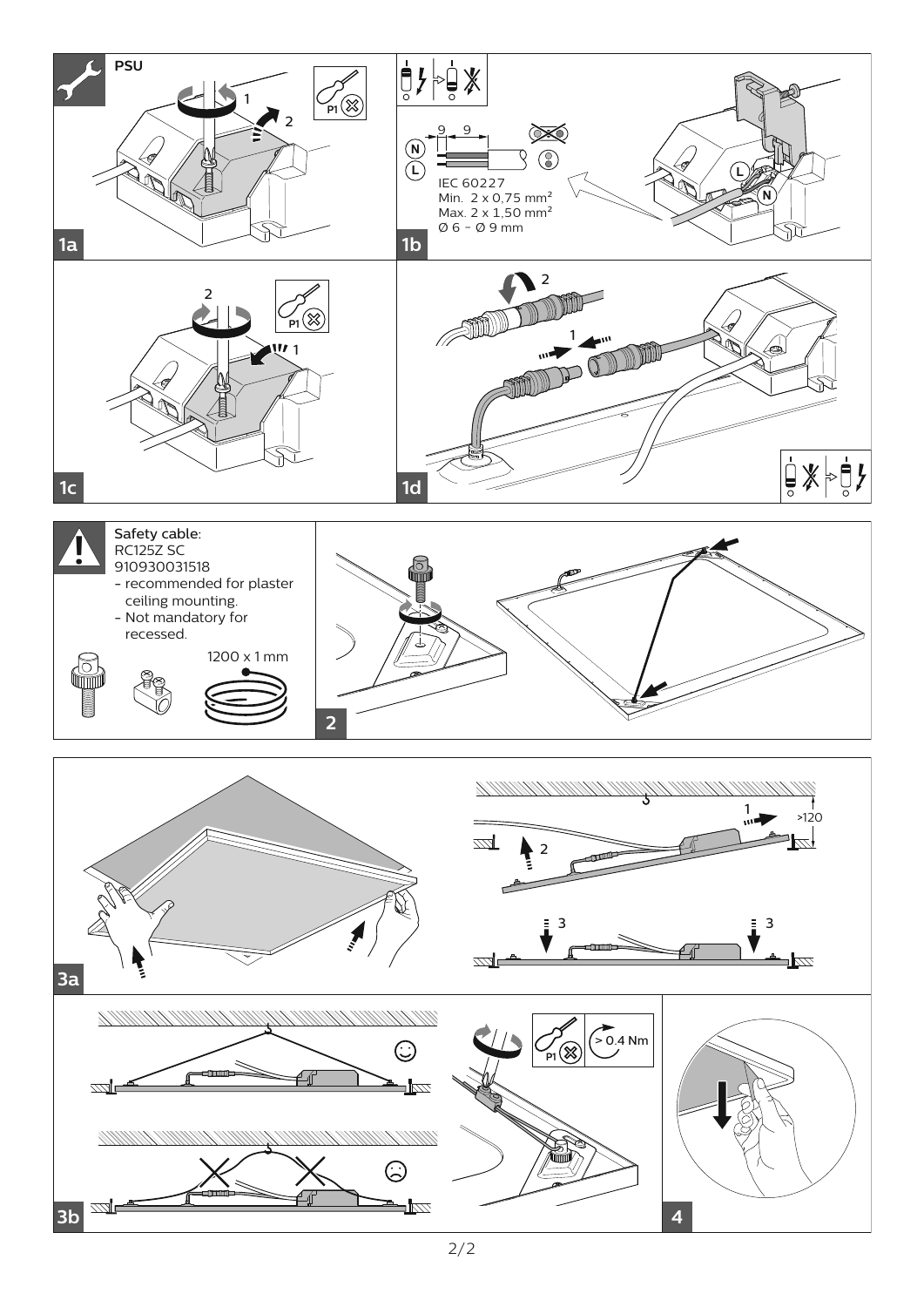**PSU**

P1

1a

N L

9 9

IEC 60227
Min. 2 x 0,75 mm²
Max. 2 x 1,50 mm²
Ø 6 - Ø 9 mm

1b

P1

1c

1d

Safety cable:
RC125Z SC
910930031518
- recommended for plaster ceiling mounting.
- Not mandatory for recessed.

1200 x 1 mm

2

>120

3a

> 0.4 Nm

P1

3b

4